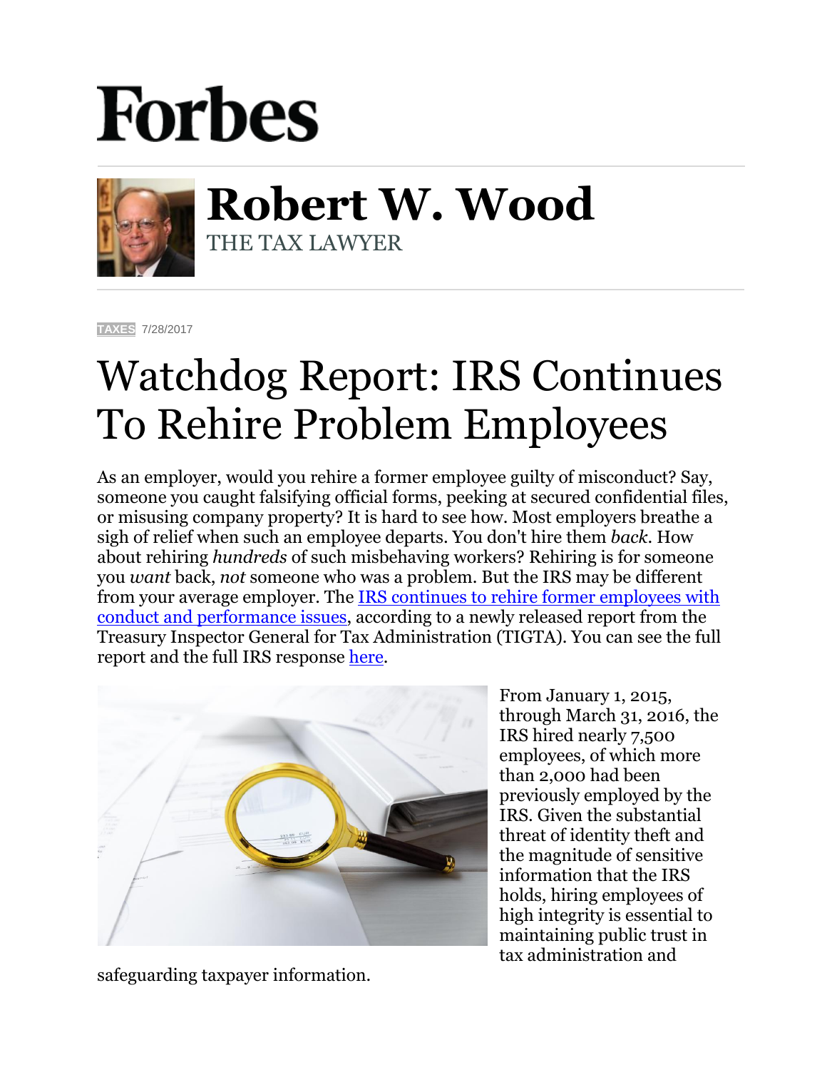# Forbes

## Robert W. Wood

THE TAX LAWYER

TAXES 7/28/2017

# Watchdog Report: IRS Continues To Rehire Problem Employees

As an employer, would you rehire a former employee guilty of misconduct? Say, someone you caught falsifying official forms, peeking at secured confidential files, or misusing company property? It is hard to see how. Most employers breathe a sigh of relief when such an employee departs. You don't hire them *back*. How about rehiring *hundreds* of such misbehaving workers? Rehiring is for someone you *want* back, *not* someone who was a problem. But the IRS may be different from your average employer. The IRS continues to rehire former employees with conduct and performance issues, according to a newly released report from the Treasury Inspector General for Tax Administration (TIGTA). You can see the full report and the full IRS response here.

From January 1, 2015, through March 31, 2016, the IRS hired nearly 7,500 employees, of which more than 2,000 had been previously employed by the IRS. Given the substantial threat of identity theft and the magnitude of sensitive information that the IRS holds, hiring employees of high integrity is essential to maintaining public trust in tax administration and safeguarding taxpayer information.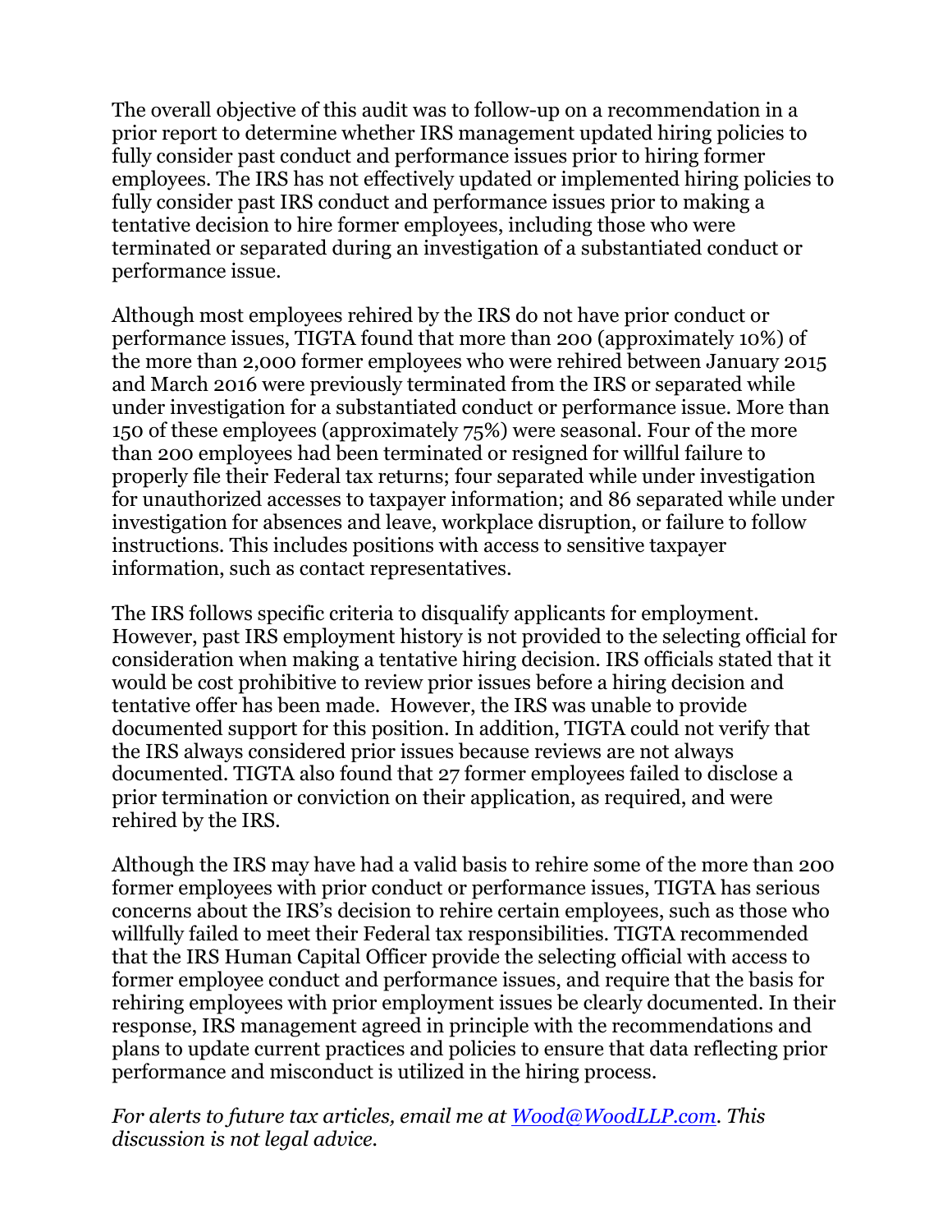The overall objective of this audit was to follow-up on a recommendation in a prior report to determine whether IRS management updated hiring policies to fully consider past conduct and performance issues prior to hiring former employees. The IRS has not effectively updated or implemented hiring policies to fully consider past IRS conduct and performance issues prior to making a tentative decision to hire former employees, including those who were terminated or separated during an investigation of a substantiated conduct or performance issue.

Although most employees rehired by the IRS do not have prior conduct or performance issues, TIGTA found that more than 200 (approximately 10%) of the more than 2,000 former employees who were rehired between January 2015 and March 2016 were previously terminated from the IRS or separated while under investigation for a substantiated conduct or performance issue. More than 150 of these employees (approximately 75%) were seasonal. Four of the more than 200 employees had been terminated or resigned for willful failure to properly file their Federal tax returns; four separated while under investigation for unauthorized accesses to taxpayer information; and 86 separated while under investigation for absences and leave, workplace disruption, or failure to follow instructions. This includes positions with access to sensitive taxpayer information, such as contact representatives.

The IRS follows specific criteria to disqualify applicants for employment. However, past IRS employment history is not provided to the selecting official for consideration when making a tentative hiring decision. IRS officials stated that it would be cost prohibitive to review prior issues before a hiring decision and tentative offer has been made. However, the IRS was unable to provide documented support for this position. In addition, TIGTA could not verify that the IRS always considered prior issues because reviews are not always documented. TIGTA also found that 27 former employees failed to disclose a prior termination or conviction on their application, as required, and were rehired by the IRS.

Although the IRS may have had a valid basis to rehire some of the more than 200 former employees with prior conduct or performance issues, TIGTA has serious concerns about the IRS's decision to rehire certain employees, such as those who willfully failed to meet their Federal tax responsibilities. TIGTA recommended that the IRS Human Capital Officer provide the selecting official with access to former employee conduct and performance issues, and require that the basis for rehiring employees with prior employment issues be clearly documented. In their response, IRS management agreed in principle with the recommendations and plans to update current practices and policies to ensure that data reflecting prior performance and misconduct is utilized in the hiring process.

*For alerts to future tax articles, email me at [Wood@WoodLLP.com](mailto:Wood@WoodLLP.com). This discussion is not legal advice.*